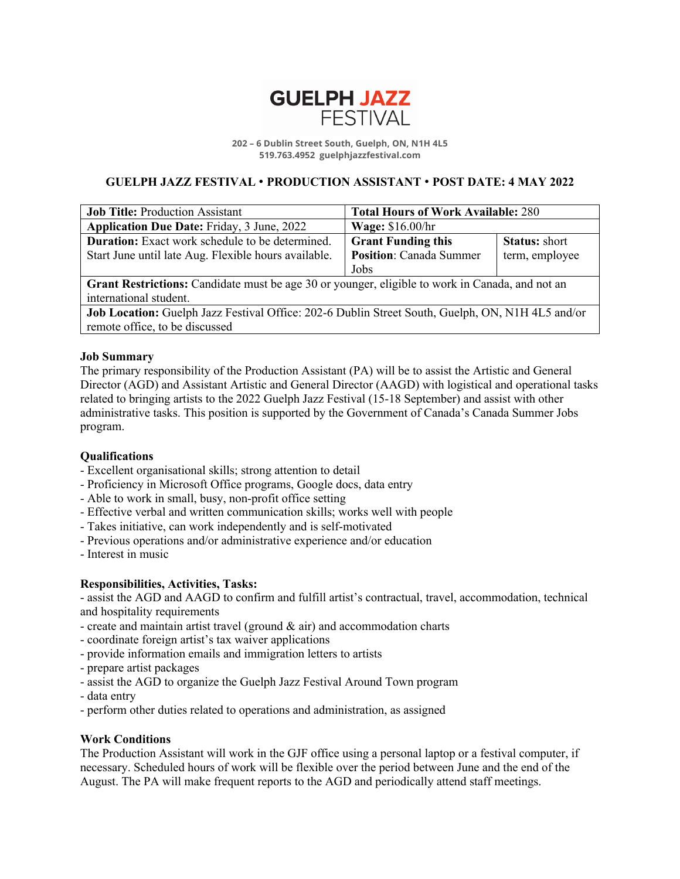# GUELPH JAZZ FESTIVAL

202 – 6 Dublin Street South, Guelph, ON, N1H 4L5
519.763.4952 guelphjazzfestival.com

## GUELPH JAZZ FESTIVAL • PRODUCTION ASSISTANT • POST DATE: 4 MAY 2022

| | | |
|---|---|---|
| **Job Title:** Production Assistant | **Total Hours of Work Available:** 280 | |
| **Application Due Date:** Friday, 3 June, 2022 | **Wage:** $16.00/hr | |
| **Duration:** Exact work schedule to be determined. Start June until late Aug. Flexible hours available. | **Grant Funding this Position**: Canada Summer Jobs | **Status:** short term, employee |
| **Grant Restrictions:** Candidate must be age 30 or younger, eligible to work in Canada, and not an international student. | | |
| **Job Location:** Guelph Jazz Festival Office: 202-6 Dublin Street South, Guelph, ON, N1H 4L5 and/or remote office, to be discussed | | |

**Job Summary**
The primary responsibility of the Production Assistant (PA) will be to assist the Artistic and General Director (AGD) and Assistant Artistic and General Director (AAGD) with logistical and operational tasks related to bringing artists to the 2022 Guelph Jazz Festival (15-18 September) and assist with other administrative tasks. This position is supported by the Government of Canada's Canada Summer Jobs program.

**Qualifications**
- Excellent organisational skills; strong attention to detail
- Proficiency in Microsoft Office programs, Google docs, data entry
- Able to work in small, busy, non-profit office setting
- Effective verbal and written communication skills; works well with people
- Takes initiative, can work independently and is self-motivated
- Previous operations and/or administrative experience and/or education
- Interest in music

**Responsibilities, Activities, Tasks:**
- assist the AGD and AAGD to confirm and fulfill artist's contractual, travel, accommodation, technical and hospitality requirements
- create and maintain artist travel (ground & air) and accommodation charts
- coordinate foreign artist's tax waiver applications
- provide information emails and immigration letters to artists
- prepare artist packages
- assist the AGD to organize the Guelph Jazz Festival Around Town program
- data entry
- perform other duties related to operations and administration, as assigned

**Work Conditions**
The Production Assistant will work in the GJF office using a personal laptop or a festival computer, if necessary. Scheduled hours of work will be flexible over the period between June and the end of the August. The PA will make frequent reports to the AGD and periodically attend staff meetings.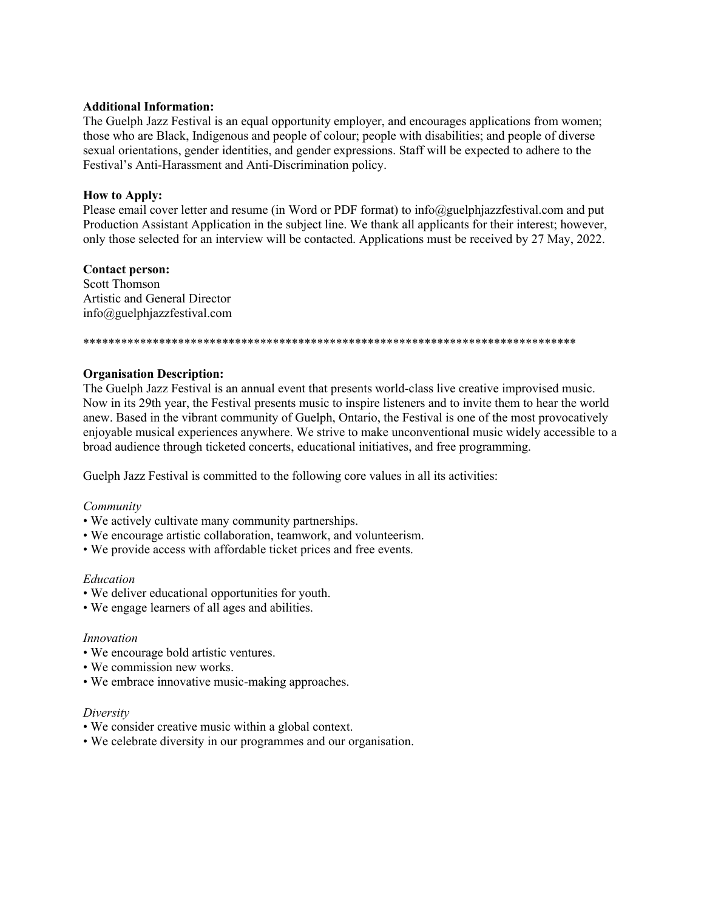**Additional Information:**
The Guelph Jazz Festival is an equal opportunity employer, and encourages applications from women; those who are Black, Indigenous and people of colour; people with disabilities; and people of diverse sexual orientations, gender identities, and gender expressions. Staff will be expected to adhere to the Festival's Anti-Harassment and Anti-Discrimination policy.

**How to Apply:**
Please email cover letter and resume (in Word or PDF format) to info@guelphjazzfestival.com and put Production Assistant Application in the subject line. We thank all applicants for their interest; however, only those selected for an interview will be contacted. Applications must be received by 27 May, 2022.

**Contact person:**
Scott Thomson
Artistic and General Director
info@guelphjazzfestival.com

********************************************************************************

**Organisation Description:**
The Guelph Jazz Festival is an annual event that presents world-class live creative improvised music. Now in its 29th year, the Festival presents music to inspire listeners and to invite them to hear the world anew. Based in the vibrant community of Guelph, Ontario, the Festival is one of the most provocatively enjoyable musical experiences anywhere. We strive to make unconventional music widely accessible to a broad audience through ticketed concerts, educational initiatives, and free programming.

Guelph Jazz Festival is committed to the following core values in all its activities:

*Community*
- We actively cultivate many community partnerships.
- We encourage artistic collaboration, teamwork, and volunteerism.
- We provide access with affordable ticket prices and free events.

*Education*
- We deliver educational opportunities for youth.
- We engage learners of all ages and abilities.

*Innovation*
- We encourage bold artistic ventures.
- We commission new works.
- We embrace innovative music-making approaches.

*Diversity*
- We consider creative music within a global context.
- We celebrate diversity in our programmes and our organisation.